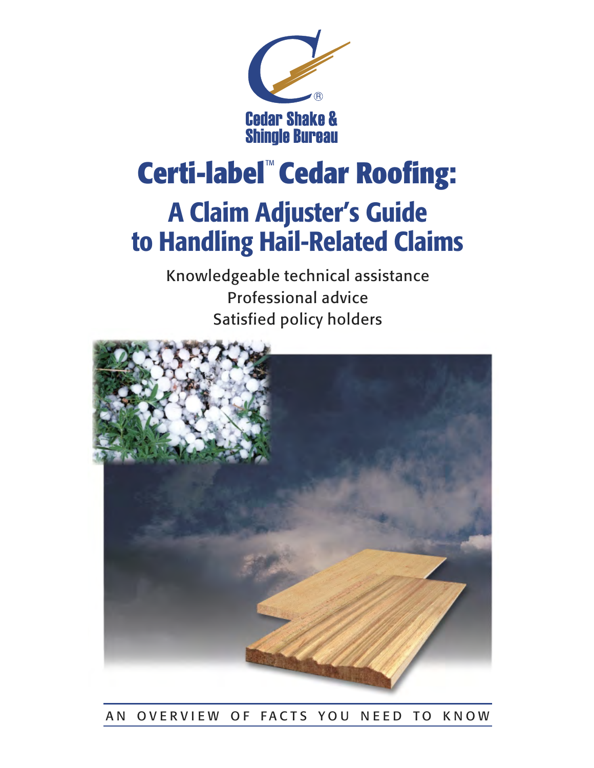Cedar Shake & Shingle Bureau

# Certi-label™ Cedar Roofing:

## A Claim Adjuster's Guide to Handling Hail-Related Claims

Knowledgeable technical assistance
Professional advice
Satisfied policy holders

AN OVERVIEW OF FACTS YOU NEED TO KNOW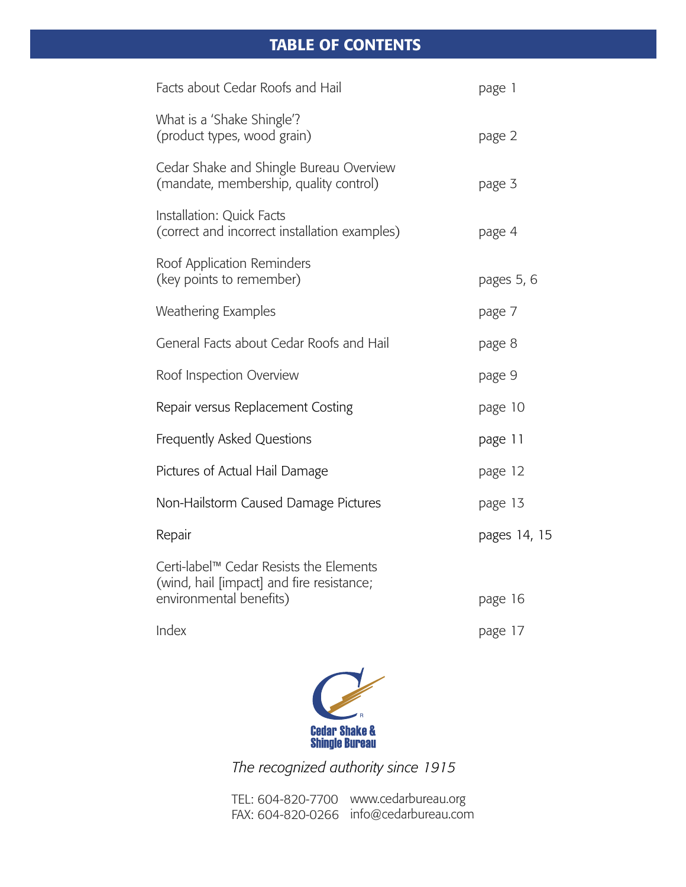# TABLE OF CONTENTS

| | |
|---|---|
| Facts about Cedar Roofs and Hail | page 1 |
| What is a 'Shake Shingle'? (product types, wood grain) | page 2 |
| Cedar Shake and Shingle Bureau Overview (mandate, membership, quality control) | page 3 |
| Installation: Quick Facts (correct and incorrect installation examples) | page 4 |
| Roof Application Reminders (key points to remember) | pages 5, 6 |
| Weathering Examples | page 7 |
| General Facts about Cedar Roofs and Hail | page 8 |
| Roof Inspection Overview | page 9 |
| Repair versus Replacement Costing | page 10 |
| Frequently Asked Questions | page 11 |
| Pictures of Actual Hail Damage | page 12 |
| Non-Hailstorm Caused Damage Pictures | page 13 |
| Repair | pages 14, 15 |
| Certi-label™ Cedar Resists the Elements (wind, hail [impact] and fire resistance; environmental benefits) | page 16 |
| Index | page 17 |

Cedar Shake & Shingle Bureau

*The recognized authority since 1915*

TEL: 604-820-7700 www.cedarbureau.org
FAX: 604-820-0266 info@cedarbureau.com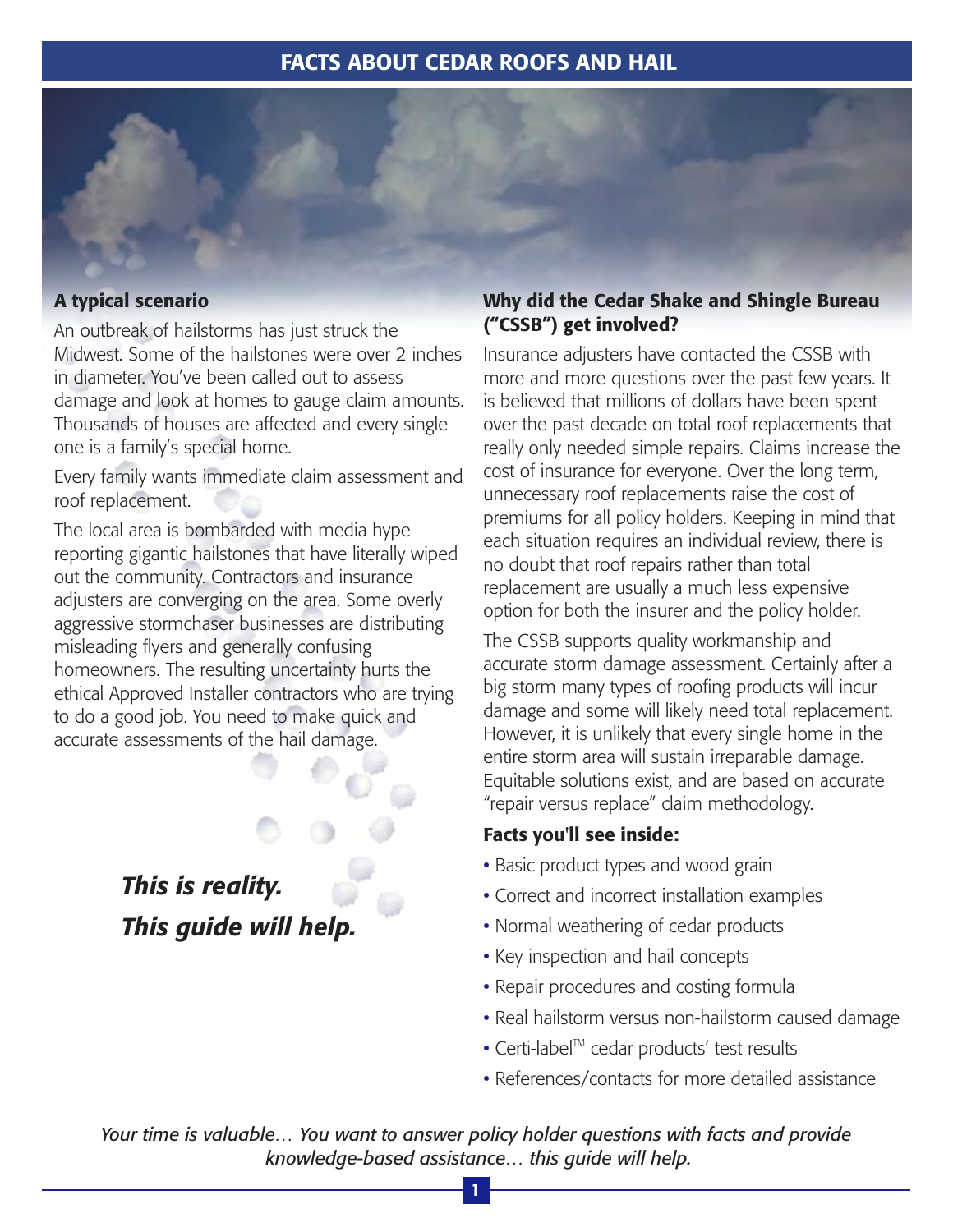# FACTS ABOUT CEDAR ROOFS AND HAIL

### A typical scenario

An outbreak of hailstorms has just struck the Midwest. Some of the hailstones were over 2 inches in diameter. You've been called out to assess damage and look at homes to gauge claim amounts. Thousands of houses are affected and every single one is a family's special home.

Every family wants immediate claim assessment and roof replacement.

The local area is bombarded with media hype reporting gigantic hailstones that have literally wiped out the community. Contractors and insurance adjusters are converging on the area. Some overly aggressive stormchaser businesses are distributing misleading flyers and generally confusing homeowners. The resulting uncertainty hurts the ethical Approved Installer contractors who are trying to do a good job. You need to make quick and accurate assessments of the hail damage.

***This is reality.***
***This guide will help.***

### Why did the Cedar Shake and Shingle Bureau ("CSSB") get involved?

Insurance adjusters have contacted the CSSB with more and more questions over the past few years. It is believed that millions of dollars have been spent over the past decade on total roof replacements that really only needed simple repairs. Claims increase the cost of insurance for everyone. Over the long term, unnecessary roof replacements raise the cost of premiums for all policy holders. Keeping in mind that each situation requires an individual review, there is no doubt that roof repairs rather than total replacement are usually a much less expensive option for both the insurer and the policy holder.

The CSSB supports quality workmanship and accurate storm damage assessment. Certainly after a big storm many types of roofing products will incur damage and some will likely need total replacement. However, it is unlikely that every single home in the entire storm area will sustain irreparable damage. Equitable solutions exist, and are based on accurate "repair versus replace" claim methodology.

### Facts you'll see inside:

- Basic product types and wood grain
- Correct and incorrect installation examples
- Normal weathering of cedar products
- Key inspection and hail concepts
- Repair procedures and costing formula
- Real hailstorm versus non-hailstorm caused damage
- Certi-label™ cedar products' test results
- References/contacts for more detailed assistance

*Your time is valuable… You want to answer policy holder questions with facts and provide knowledge-based assistance… this guide will help.*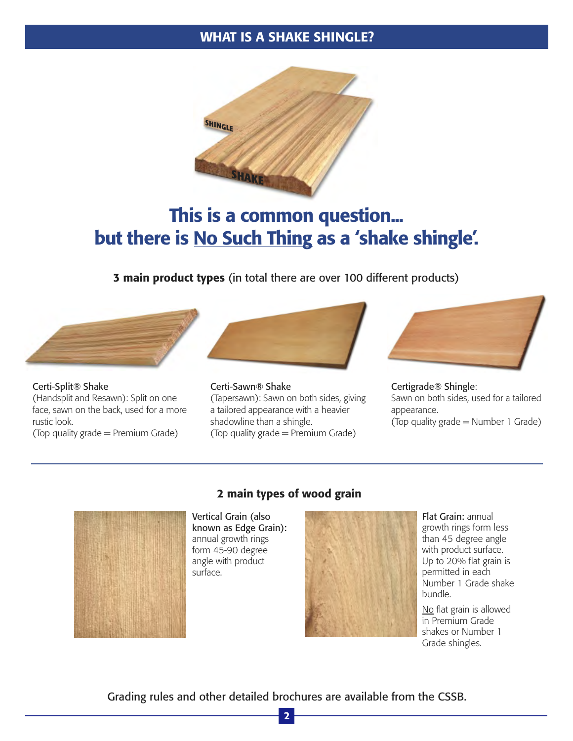## WHAT IS A SHAKE SHINGLE?

SHINGLE

SHAKE

# This is a common question... but there is No Such Thing as a 'shake shingle'.

**3 main product types** (in total there are over 100 different products)

Certi-Split® Shake
(Handsplit and Resawn): Split on one face, sawn on the back, used for a more rustic look.
(Top quality grade = Premium Grade)

Certi-Sawn® Shake
(Tapersawn): Sawn on both sides, giving a tailored appearance with a heavier shadowline than a shingle.
(Top quality grade = Premium Grade)

Certigrade® Shingle:
Sawn on both sides, used for a tailored appearance.
(Top quality grade = Number 1 Grade)

---

**2 main types of wood grain**

Vertical Grain (also known as Edge Grain): annual growth rings form 45-90 degree angle with product surface.

Flat Grain: annual growth rings form less than 45 degree angle with product surface. Up to 20% flat grain is permitted in each Number 1 Grade shake bundle.

No flat grain is allowed in Premium Grade shakes or Number 1 Grade shingles.

Grading rules and other detailed brochures are available from the CSSB.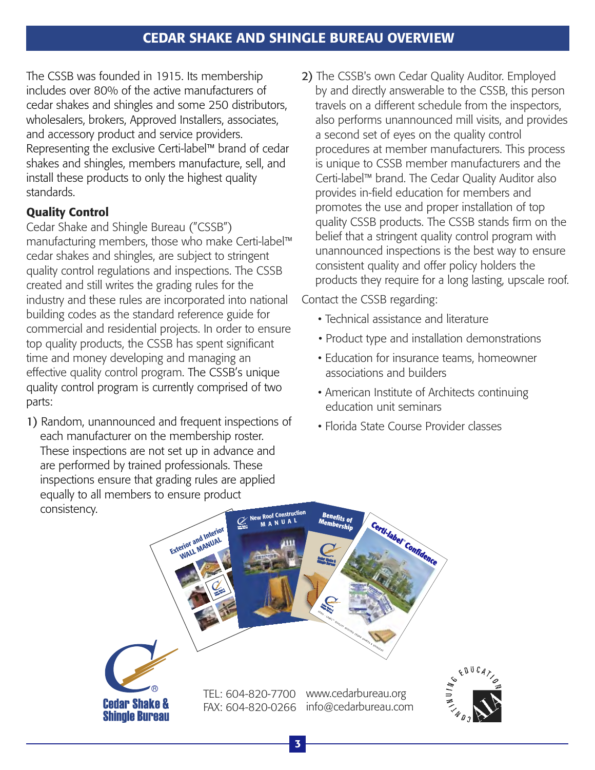# CEDAR SHAKE AND SHINGLE BUREAU OVERVIEW

The CSSB was founded in 1915. Its membership includes over 80% of the active manufacturers of cedar shakes and shingles and some 250 distributors, wholesalers, brokers, Approved Installers, associates, and accessory product and service providers. Representing the exclusive Certi-label™ brand of cedar shakes and shingles, members manufacture, sell, and install these products to only the highest quality standards.

### Quality Control

Cedar Shake and Shingle Bureau ("CSSB") manufacturing members, those who make Certi-label™ cedar shakes and shingles, are subject to stringent quality control regulations and inspections. The CSSB created and still writes the grading rules for the industry and these rules are incorporated into national building codes as the standard reference guide for commercial and residential projects. In order to ensure top quality products, the CSSB has spent significant time and money developing and managing an effective quality control program. The CSSB's unique quality control program is currently comprised of two parts:

1) Random, unannounced and frequent inspections of each manufacturer on the membership roster. These inspections are not set up in advance and are performed by trained professionals. These inspections ensure that grading rules are applied equally to all members to ensure product consistency.

2) The CSSB's own Cedar Quality Auditor. Employed by and directly answerable to the CSSB, this person travels on a different schedule from the inspectors, also performs unannounced mill visits, and provides a second set of eyes on the quality control procedures at member manufacturers. This process is unique to CSSB member manufacturers and the Certi-label™ brand. The Cedar Quality Auditor also provides in-field education for members and promotes the use and proper installation of top quality CSSB products. The CSSB stands firm on the belief that a stringent quality control program with unannounced inspections is the best way to ensure consistent quality and offer policy holders the products they require for a long lasting, upscale roof.

Contact the CSSB regarding:

- Technical assistance and literature
- Product type and installation demonstrations
- Education for insurance teams, homeowner associations and builders
- American Institute of Architects continuing education unit seminars
- Florida State Course Provider classes

Cedar Shake & Shingle Bureau

TEL: 604-820-7700
FAX: 604-820-0266

www.cedarbureau.org
info@cedarbureau.com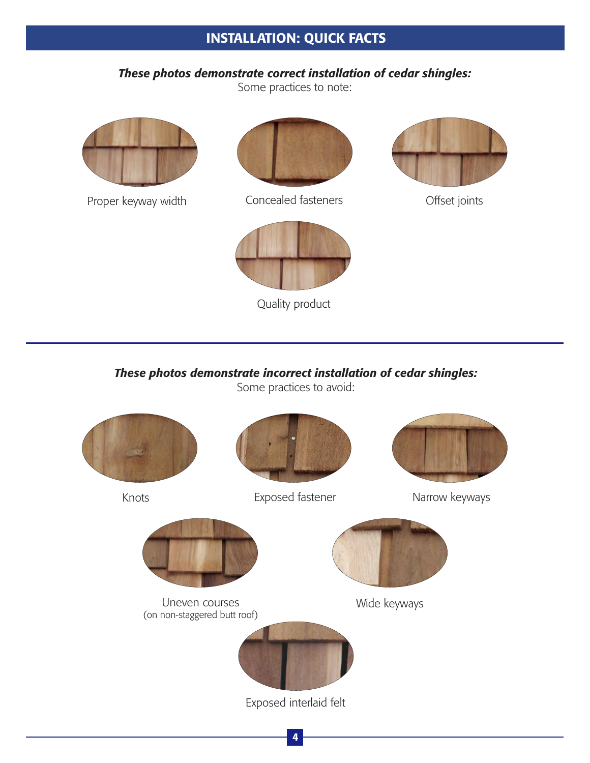## INSTALLATION: QUICK FACTS

***These photos demonstrate correct installation of cedar shingles:***

Some practices to note:

Proper keyway width

Concealed fasteners

Offset joints

Quality product

***These photos demonstrate incorrect installation of cedar shingles:***

Some practices to avoid:

Knots

Exposed fastener

Narrow keyways

Uneven courses
(on non-staggered butt roof)

Wide keyways

Exposed interlaid felt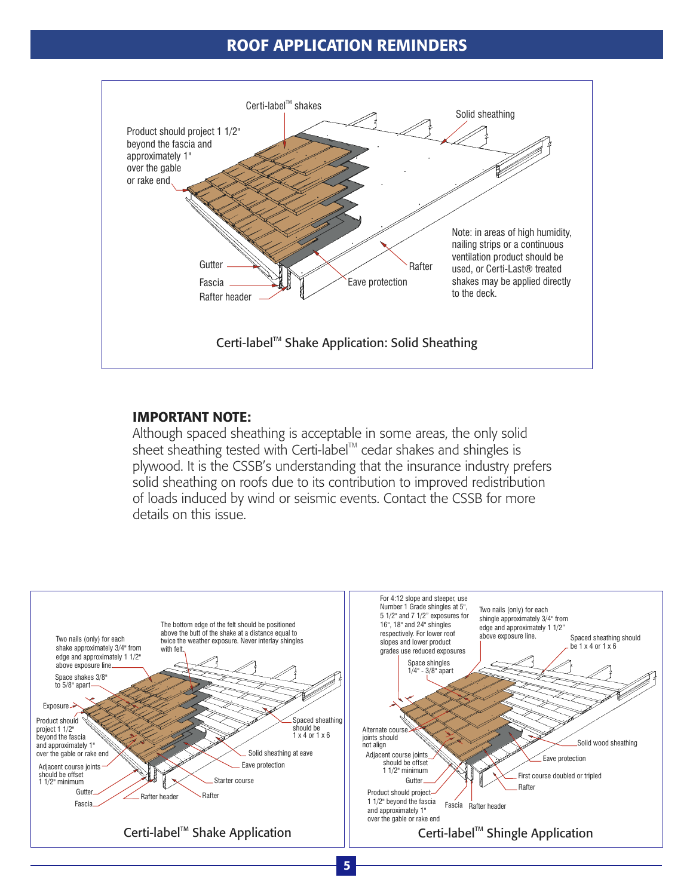# ROOF APPLICATION REMINDERS

Certi-label™ shakes

Product should project 1 1/2" beyond the fascia and approximately 1" over the gable or rake end

Solid sheathing

Gutter

Fascia

Rafter header

Eave protection

Rafter

Note: in areas of high humidity, nailing strips or a continuous ventilation product should be used, or Certi-Last® treated shakes may be applied directly to the deck.

Certi-label™ Shake Application: Solid Sheathing

**IMPORTANT NOTE:**

Although spaced sheathing is acceptable in some areas, the only solid sheet sheathing tested with Certi-label™ cedar shakes and shingles is plywood. It is the CSSB's understanding that the insurance industry prefers solid sheathing on roofs due to its contribution to improved redistribution of loads induced by wind or seismic events. Contact the CSSB for more details on this issue.

Two nails (only) for each shake approximately 3/4" from edge and approximately 1 1/2" above exposure line

The bottom edge of the felt should be positioned above the butt of the shake at a distance equal to twice the weather exposure. Never interlay shingles with felt.

Space shakes 3/8" to 5/8" apart

Exposure

Product should project 1 1/2" beyond the fascia and approximately 1" over the gable or rake end

Adjacent course joints should be offset 1 1/2" minimum

Gutter

Fascia

Rafter header

Rafter

Starter course

Eave protection

Solid sheathing at eave

Spaced sheathing should be 1 x 4 or 1 x 6

Certi-label™ Shake Application

For 4:12 slope and steeper, use Number 1 Grade shingles at 5", 5 1/2" and 7 1/2" exposures for 16", 18" and 24" shingles respectively. For lower roof slopes and lower product grades use reduced exposures

Two nails (only) for each shingle approximately 3/4" from edge and approximately 1 1/2" above exposure line.

Spaced sheathing should be 1 x 4 or 1 x 6

Space shingles 1/4" - 3/8" apart

Alternate course joints should not align

Adjacent course joints should be offset 1 1/2" minimum

Gutter

Product should project 1 1/2" beyond the fascia and approximately 1" over the gable or rake end

Fascia

Rafter header

Rafter

First course doubled or tripled

Eave protection

Solid wood sheathing

Certi-label™ Shingle Application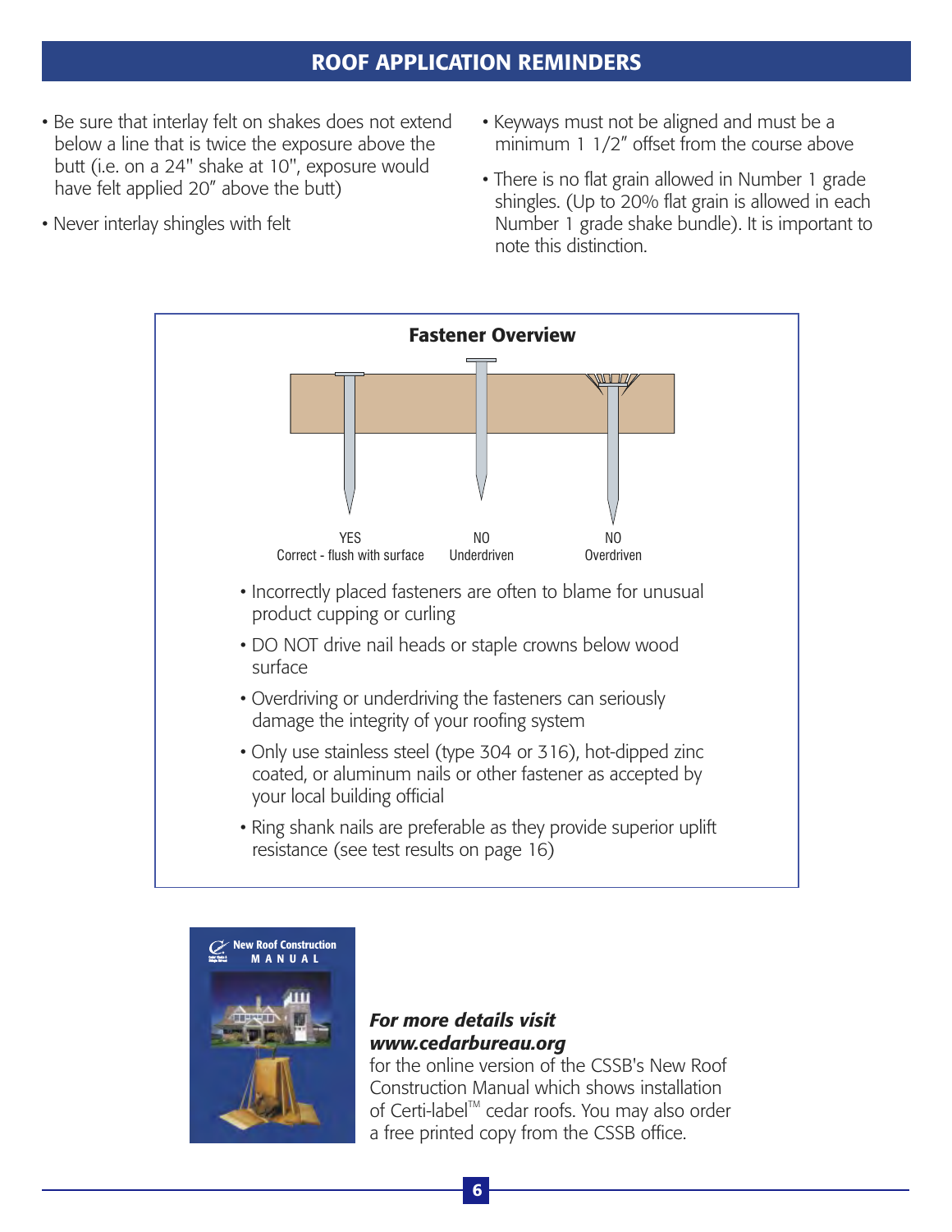## ROOF APPLICATION REMINDERS

- Be sure that interlay felt on shakes does not extend below a line that is twice the exposure above the butt (i.e. on a 24" shake at 10", exposure would have felt applied 20" above the butt)
- Never interlay shingles with felt
- Keyways must not be aligned and must be a minimum 1 1/2" offset from the course above
- There is no flat grain allowed in Number 1 grade shingles. (Up to 20% flat grain is allowed in each Number 1 grade shake bundle). It is important to note this distinction.

### Fastener Overview

YES
Correct - flush with surface

NO
Underdriven

NO
Overdriven

- Incorrectly placed fasteners are often to blame for unusual product cupping or curling
- DO NOT drive nail heads or staple crowns below wood surface
- Overdriving or underdriving the fasteners can seriously damage the integrity of your roofing system
- Only use stainless steel (type 304 or 316), hot-dipped zinc coated, or aluminum nails or other fastener as accepted by your local building official
- Ring shank nails are preferable as they provide superior uplift resistance (see test results on page 16)

New Roof Construction MANUAL

***For more details visit www.cedarbureau.org***
for the online version of the CSSB's New Roof Construction Manual which shows installation of Certi-label™ cedar roofs. You may also order a free printed copy from the CSSB office.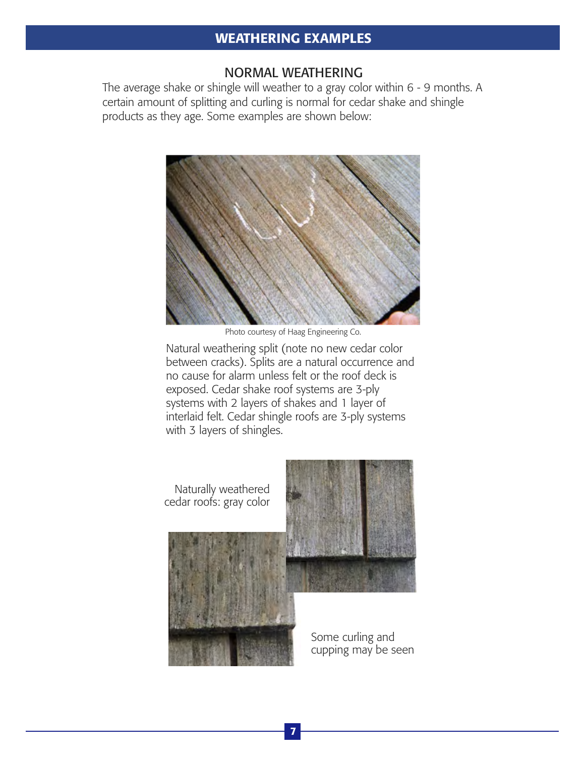## WEATHERING EXAMPLES

### NORMAL WEATHERING

The average shake or shingle will weather to a gray color within 6 - 9 months. A certain amount of splitting and curling is normal for cedar shake and shingle products as they age. Some examples are shown below:

Photo courtesy of Haag Engineering Co.

Natural weathering split (note no new cedar color between cracks). Splits are a natural occurrence and no cause for alarm unless felt or the roof deck is exposed. Cedar shake roof systems are 3-ply systems with 2 layers of shakes and 1 layer of interlaid felt. Cedar shingle roofs are 3-ply systems with 3 layers of shingles.

Naturally weathered cedar roofs: gray color

Some curling and cupping may be seen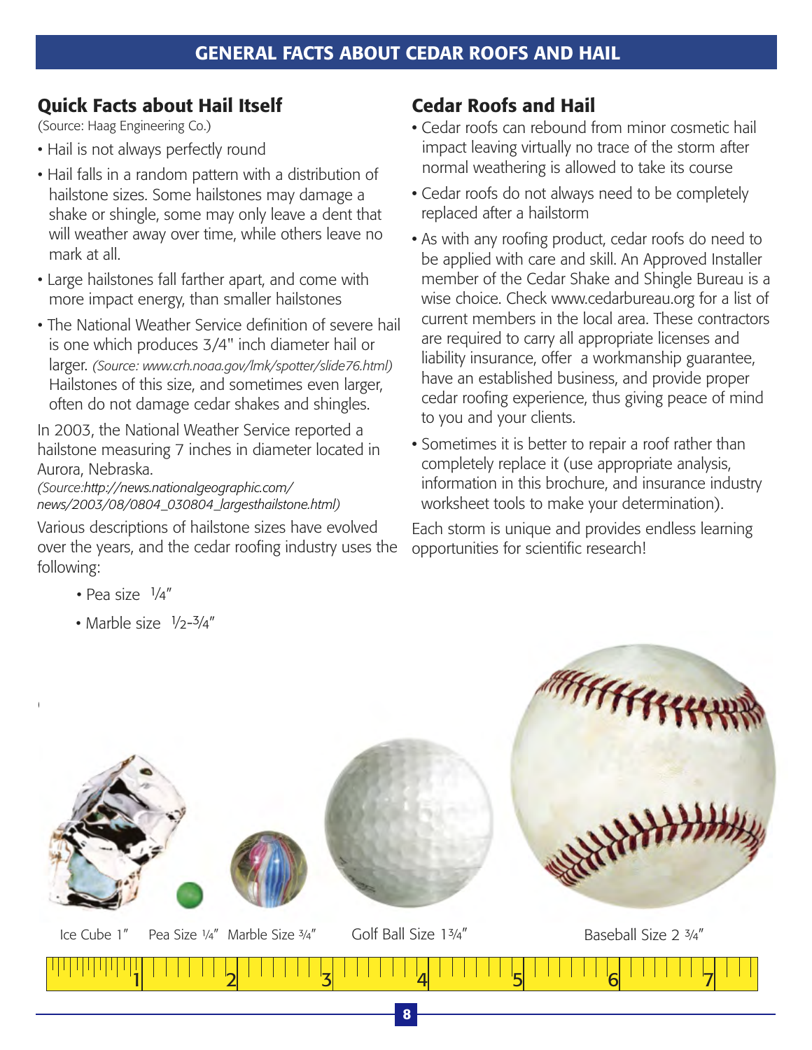## GENERAL FACTS ABOUT CEDAR ROOFS AND HAIL

### Quick Facts about Hail Itself

(Source: Haag Engineering Co.)

- Hail is not always perfectly round
- Hail falls in a random pattern with a distribution of hailstone sizes. Some hailstones may damage a shake or shingle, some may only leave a dent that will weather away over time, while others leave no mark at all.
- Large hailstones fall farther apart, and come with more impact energy, than smaller hailstones
- The National Weather Service definition of severe hail is one which produces 3/4" inch diameter hail or larger. *(Source: www.crh.noaa.gov/lmk/spotter/slide76.html)* Hailstones of this size, and sometimes even larger, often do not damage cedar shakes and shingles.

In 2003, the National Weather Service reported a hailstone measuring 7 inches in diameter located in Aurora, Nebraska.

*(Source:http://news.nationalgeographic.com/news/2003/08/0804_030804_largesthailstone.html)*

Various descriptions of hailstone sizes have evolved over the years, and the cedar roofing industry uses the following:

- Pea size 1/4″
- Marble size 1/2-3/4″

Ice Cube 1″ Pea Size 1/4″ Marble Size 3/4″ Golf Ball Size 1 3/4″ Baseball Size 2 3/4″

### Cedar Roofs and Hail

- Cedar roofs can rebound from minor cosmetic hail impact leaving virtually no trace of the storm after normal weathering is allowed to take its course
- Cedar roofs do not always need to be completely replaced after a hailstorm
- As with any roofing product, cedar roofs do need to be applied with care and skill. An Approved Installer member of the Cedar Shake and Shingle Bureau is a wise choice. Check www.cedarbureau.org for a list of current members in the local area. These contractors are required to carry all appropriate licenses and liability insurance, offer a workmanship guarantee, have an established business, and provide proper cedar roofing experience, thus giving peace of mind to you and your clients.
- Sometimes it is better to repair a roof rather than completely replace it (use appropriate analysis, information in this brochure, and insurance industry worksheet tools to make your determination).

Each storm is unique and provides endless learning opportunities for scientific research!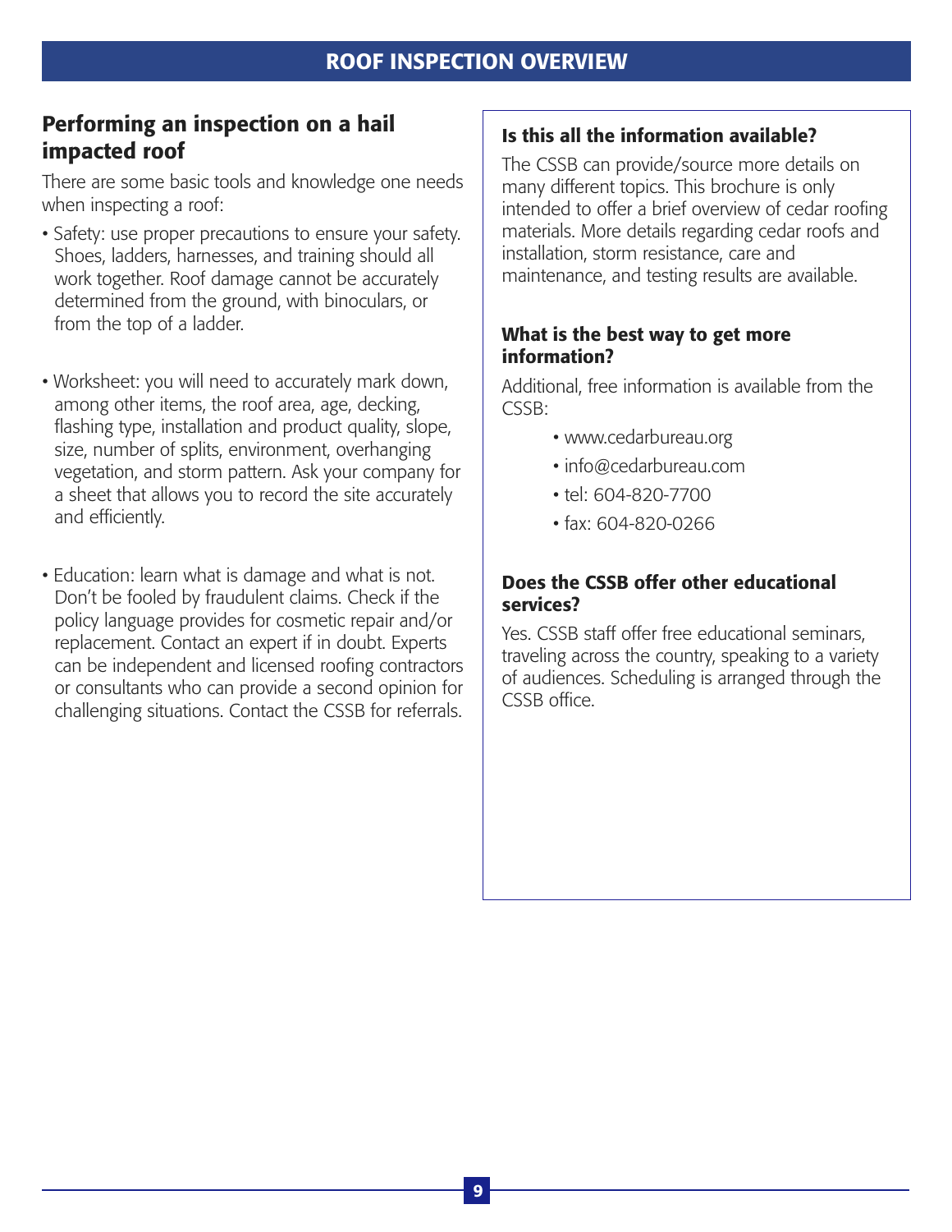## ROOF INSPECTION OVERVIEW

### Performing an inspection on a hail impacted roof

There are some basic tools and knowledge one needs when inspecting a roof:

- Safety: use proper precautions to ensure your safety. Shoes, ladders, harnesses, and training should all work together. Roof damage cannot be accurately determined from the ground, with binoculars, or from the top of a ladder.

- Worksheet: you will need to accurately mark down, among other items, the roof area, age, decking, flashing type, installation and product quality, slope, size, number of splits, environment, overhanging vegetation, and storm pattern. Ask your company for a sheet that allows you to record the site accurately and efficiently.

- Education: learn what is damage and what is not. Don't be fooled by fraudulent claims. Check if the policy language provides for cosmetic repair and/or replacement. Contact an expert if in doubt. Experts can be independent and licensed roofing contractors or consultants who can provide a second opinion for challenging situations. Contact the CSSB for referrals.

#### Is this all the information available?

The CSSB can provide/source more details on many different topics. This brochure is only intended to offer a brief overview of cedar roofing materials. More details regarding cedar roofs and installation, storm resistance, care and maintenance, and testing results are available.

#### What is the best way to get more information?

Additional, free information is available from the CSSB:

- www.cedarbureau.org
- info@cedarbureau.com
- tel: 604-820-7700
- fax: 604-820-0266

#### Does the CSSB offer other educational services?

Yes. CSSB staff offer free educational seminars, traveling across the country, speaking to a variety of audiences. Scheduling is arranged through the CSSB office.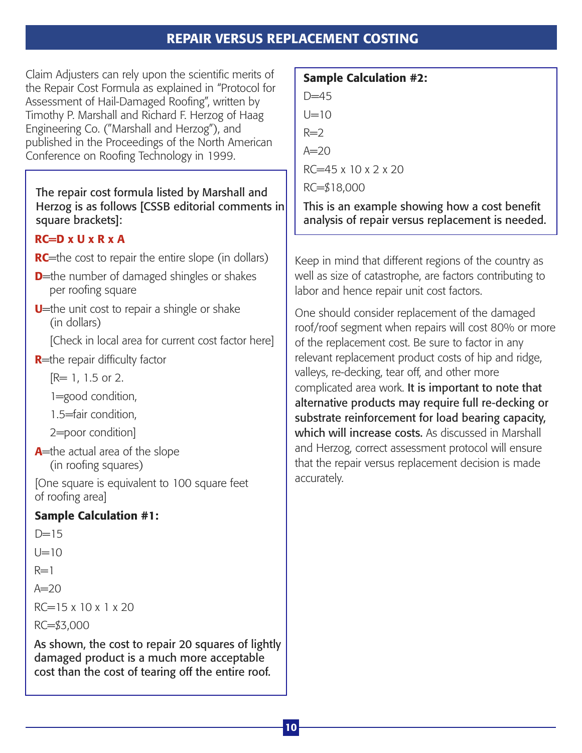## REPAIR VERSUS REPLACEMENT COSTING

Claim Adjusters can rely upon the scientific merits of the Repair Cost Formula as explained in "Protocol for Assessment of Hail-Damaged Roofing", written by Timothy P. Marshall and Richard F. Herzog of Haag Engineering Co. ("Marshall and Herzog"), and published in the Proceedings of the North American Conference on Roofing Technology in 1999.

The repair cost formula listed by Marshall and Herzog is as follows [CSSB editorial comments in square brackets]:

**RC=D x U x R x A**

**RC**=the cost to repair the entire slope (in dollars)

**D**=the number of damaged shingles or shakes per roofing square

**U**=the unit cost to repair a shingle or shake (in dollars)

[Check in local area for current cost factor here]

**R**=the repair difficulty factor

[R= 1, 1.5 or 2.

1=good condition,

1.5=fair condition,

2=poor condition]

**A**=the actual area of the slope (in roofing squares)

[One square is equivalent to 100 square feet of roofing area]

**Sample Calculation #1:**

D=15

U=10

R=1

A=20

RC=15 x 10 x 1 x 20

RC=$3,000

As shown, the cost to repair 20 squares of lightly damaged product is a much more acceptable cost than the cost of tearing off the entire roof.

**Sample Calculation #2:**

D=45

U=10

R=2

A=20

RC=45 x 10 x 2 x 20

RC=$18,000

This is an example showing how a cost benefit analysis of repair versus replacement is needed.

Keep in mind that different regions of the country as well as size of catastrophe, are factors contributing to labor and hence repair unit cost factors.

One should consider replacement of the damaged roof/roof segment when repairs will cost 80% or more of the replacement cost. Be sure to factor in any relevant replacement product costs of hip and ridge, valleys, re-decking, tear off, and other more complicated area work. It is important to note that alternative products may require full re-decking or substrate reinforcement for load bearing capacity, which will increase costs. As discussed in Marshall and Herzog, correct assessment protocol will ensure that the repair versus replacement decision is made accurately.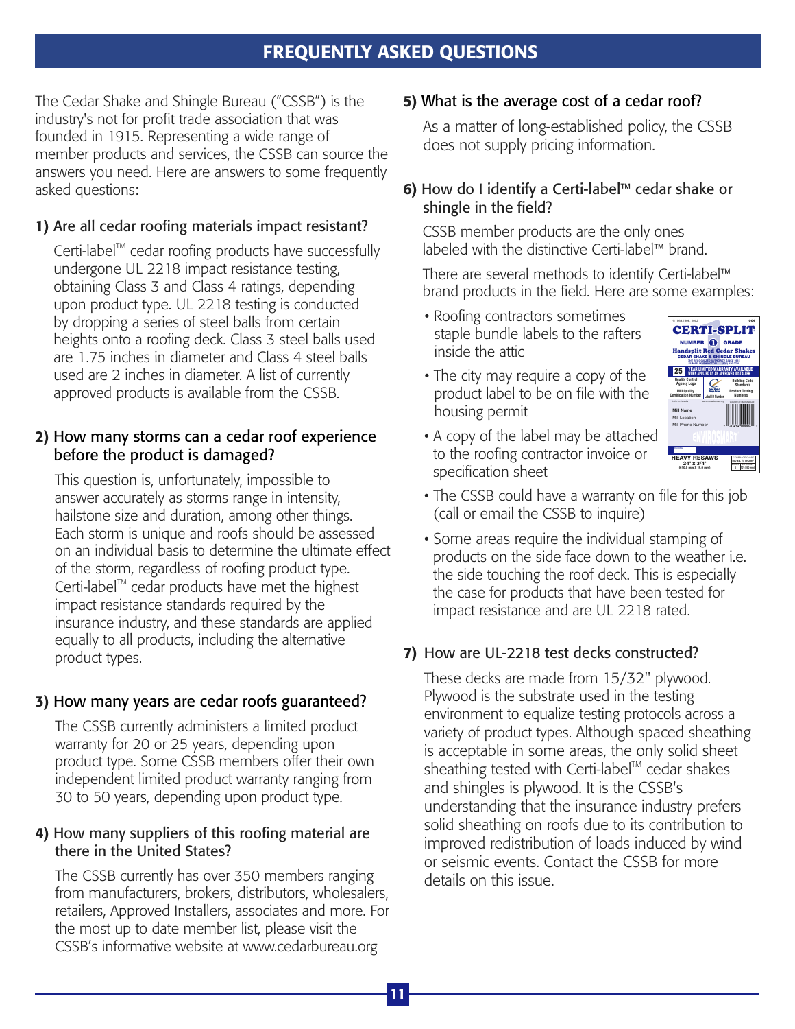# FREQUENTLY ASKED QUESTIONS

The Cedar Shake and Shingle Bureau ("CSSB") is the industry's not for profit trade association that was founded in 1915. Representing a wide range of member products and services, the CSSB can source the answers you need. Here are answers to some frequently asked questions:

### 1) Are all cedar roofing materials impact resistant?

Certi-label™ cedar roofing products have successfully undergone UL 2218 impact resistance testing, obtaining Class 3 and Class 4 ratings, depending upon product type. UL 2218 testing is conducted by dropping a series of steel balls from certain heights onto a roofing deck. Class 3 steel balls used are 1.75 inches in diameter and Class 4 steel balls used are 2 inches in diameter. A list of currently approved products is available from the CSSB.

### 2) How many storms can a cedar roof experience before the product is damaged?

This question is, unfortunately, impossible to answer accurately as storms range in intensity, hailstone size and duration, among other things. Each storm is unique and roofs should be assessed on an individual basis to determine the ultimate effect of the storm, regardless of roofing product type. Certi-label™ cedar products have met the highest impact resistance standards required by the insurance industry, and these standards are applied equally to all products, including the alternative product types.

### 3) How many years are cedar roofs guaranteed?

The CSSB currently administers a limited product warranty for 20 or 25 years, depending upon product type. Some CSSB members offer their own independent limited product warranty ranging from 30 to 50 years, depending upon product type.

### 4) How many suppliers of this roofing material are there in the United States?

The CSSB currently has over 350 members ranging from manufacturers, brokers, distributors, wholesalers, retailers, Approved Installers, associates and more. For the most up to date member list, please visit the CSSB's informative website at www.cedarbureau.org

### 5) What is the average cost of a cedar roof?

As a matter of long-established policy, the CSSB does not supply pricing information.

### 6) How do I identify a Certi-label™ cedar shake or shingle in the field?

CSSB member products are the only ones labeled with the distinctive Certi-label™ brand.

There are several methods to identify Certi-label™ brand products in the field. Here are some examples:

- Roofing contractors sometimes staple bundle labels to the rafters inside the attic
- The city may require a copy of the product label to be on file with the housing permit
- A copy of the label may be attached to the roofing contractor invoice or specification sheet
- The CSSB could have a warranty on file for this job (call or email the CSSB to inquire)
- Some areas require the individual stamping of products on the side face down to the weather i.e. the side touching the roof deck. This is especially the case for products that have been tested for impact resistance and are UL 2218 rated.

### 7) How are UL-2218 test decks constructed?

These decks are made from 15/32" plywood. Plywood is the substrate used in the testing environment to equalize testing protocols across a variety of product types. Although spaced sheathing is acceptable in some areas, the only solid sheet sheathing tested with Certi-label™ cedar shakes and shingles is plywood. It is the CSSB's understanding that the insurance industry prefers solid sheathing on roofs due to its contribution to improved redistribution of loads induced by wind or seismic events. Contact the CSSB for more details on this issue.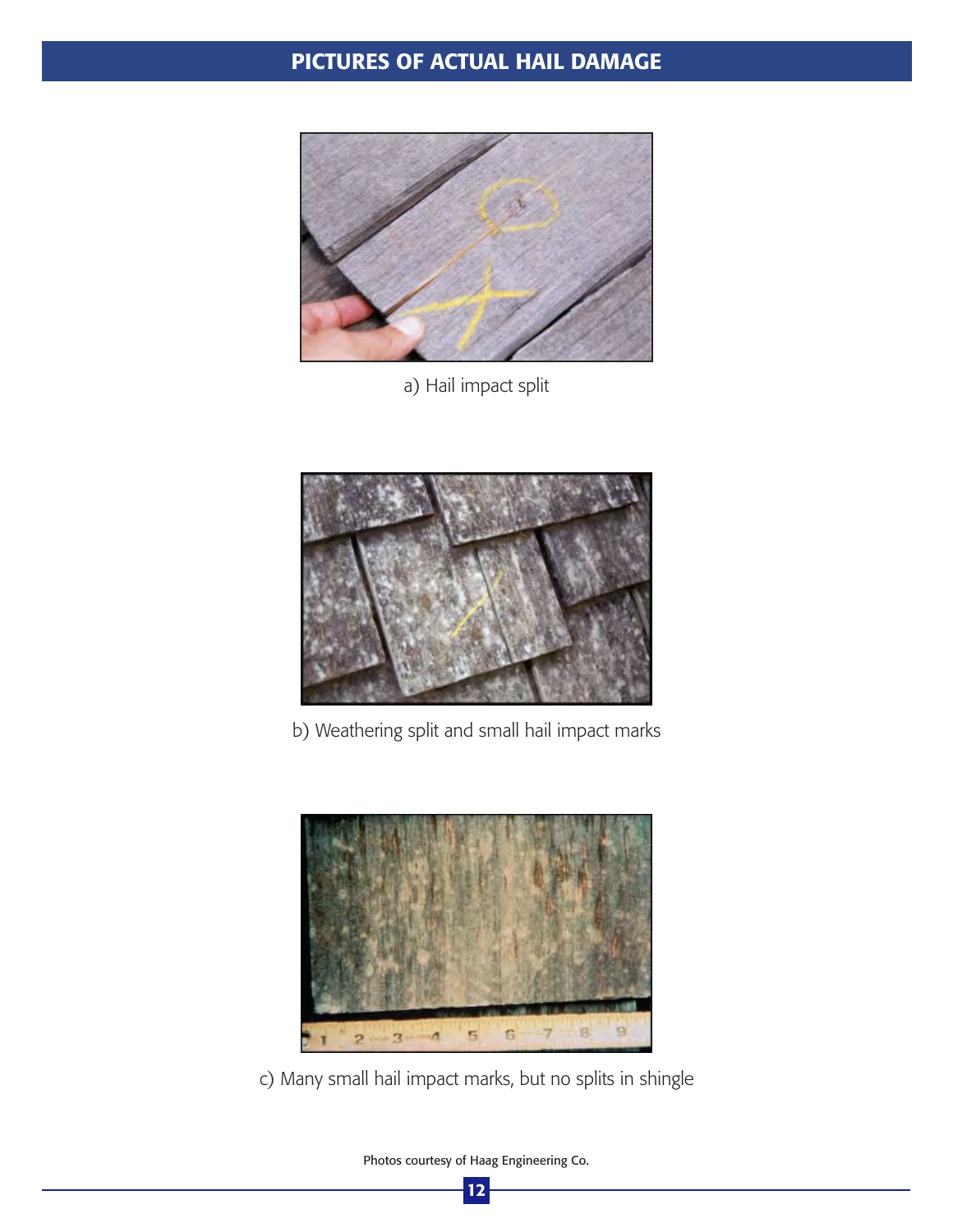# PICTURES OF ACTUAL HAIL DAMAGE

a) Hail impact split

b) Weathering split and small hail impact marks

c) Many small hail impact marks, but no splits in shingle

Photos courtesy of Haag Engineering Co.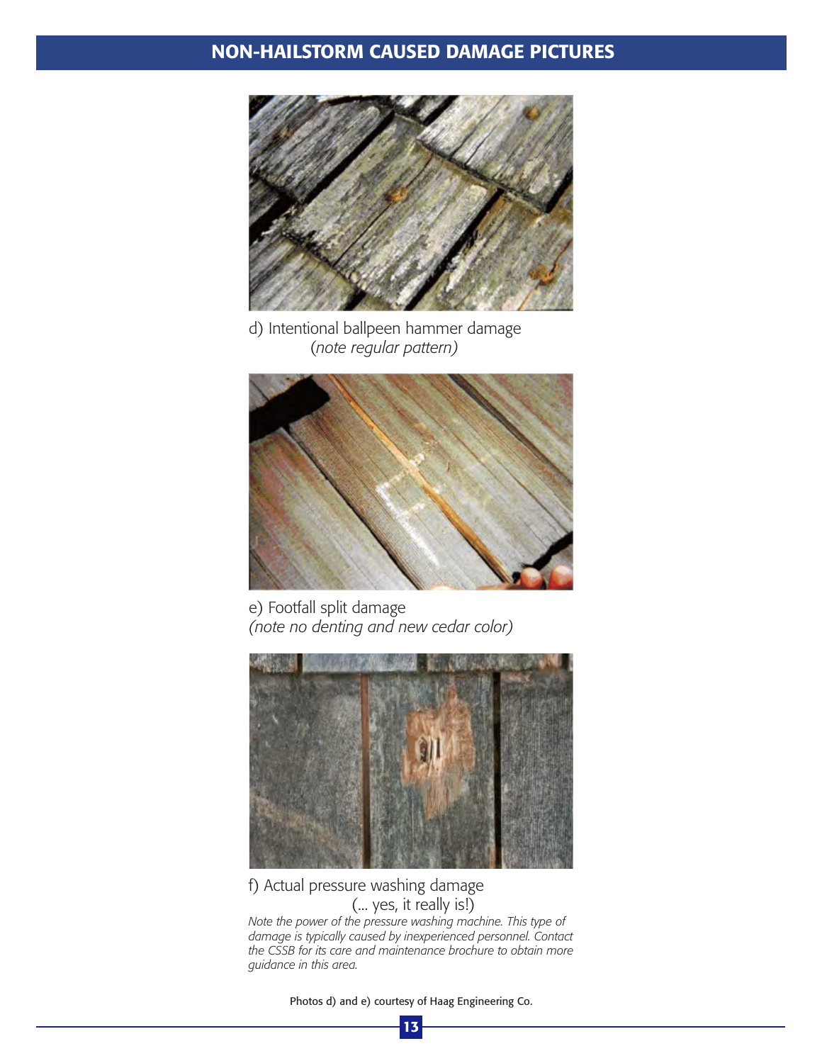# NON-HAILSTORM CAUSED DAMAGE PICTURES

d) Intentional ballpeen hammer damage
*(note regular pattern)*

e) Footfall split damage
*(note no denting and new cedar color)*

f) Actual pressure washing damage
(... yes, it really is!)

*Note the power of the pressure washing machine. This type of damage is typically caused by inexperienced personnel. Contact the CSSB for its care and maintenance brochure to obtain more guidance in this area.*

Photos d) and e) courtesy of Haag Engineering Co.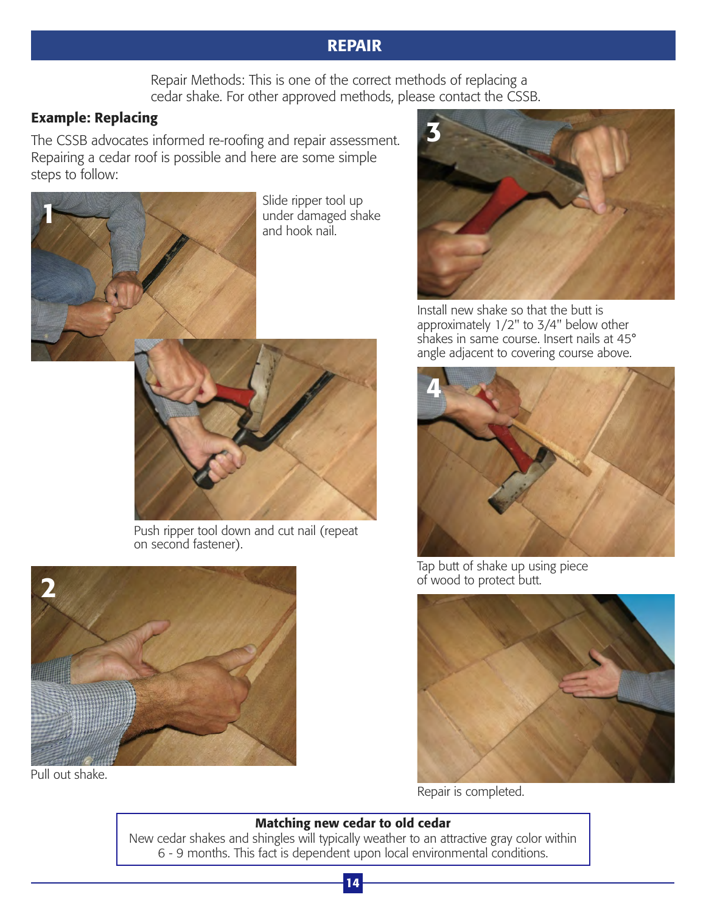# REPAIR

Repair Methods: This is one of the correct methods of replacing a cedar shake. For other approved methods, please contact the CSSB.

## Example: Replacing

The CSSB advocates informed re-roofing and repair assessment. Repairing a cedar roof is possible and here are some simple steps to follow:

**1**

Slide ripper tool up under damaged shake and hook nail.

Push ripper tool down and cut nail (repeat on second fastener).

**2**

Pull out shake.

**3**

Install new shake so that the butt is approximately 1/2" to 3/4" below other shakes in same course. Insert nails at 45° angle adjacent to covering course above.

**4**

Tap butt of shake up using piece of wood to protect butt.

Repair is completed.

**Matching new cedar to old cedar**

New cedar shakes and shingles will typically weather to an attractive gray color within 6 - 9 months. This fact is dependent upon local environmental conditions.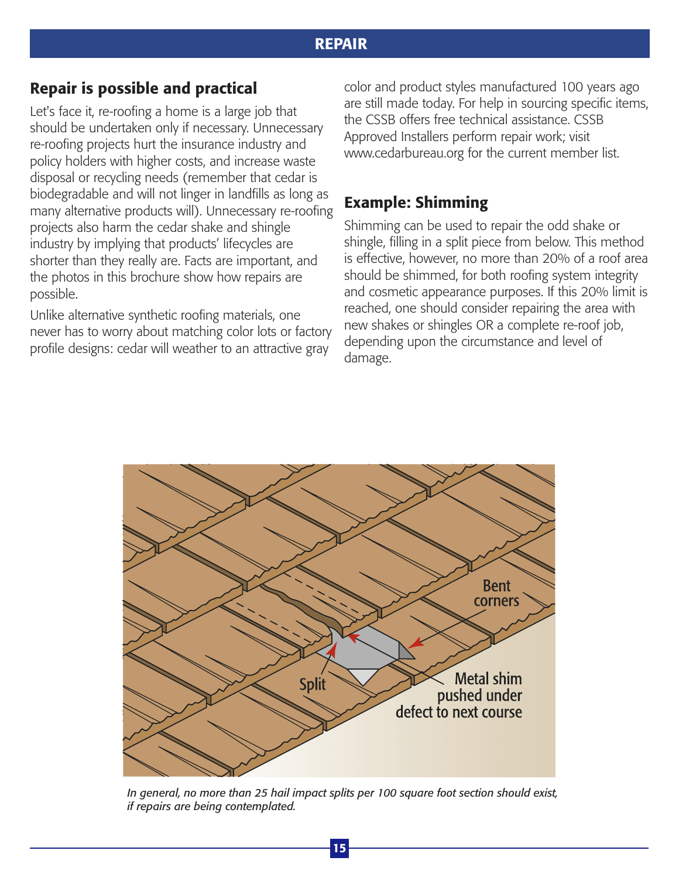## REPAIR

### Repair is possible and practical

Let's face it, re-roofing a home is a large job that should be undertaken only if necessary. Unnecessary re-roofing projects hurt the insurance industry and policy holders with higher costs, and increase waste disposal or recycling needs (remember that cedar is biodegradable and will not linger in landfills as long as many alternative products will). Unnecessary re-roofing projects also harm the cedar shake and shingle industry by implying that products' lifecycles are shorter than they really are. Facts are important, and the photos in this brochure show how repairs are possible.

Unlike alternative synthetic roofing materials, one never has to worry about matching color lots or factory profile designs: cedar will weather to an attractive gray color and product styles manufactured 100 years ago are still made today. For help in sourcing specific items, the CSSB offers free technical assistance. CSSB Approved Installers perform repair work; visit www.cedarbureau.org for the current member list.

### Example: Shimming

Shimming can be used to repair the odd shake or shingle, filling in a split piece from below. This method is effective, however, no more than 20% of a roof area should be shimmed, for both roofing system integrity and cosmetic appearance purposes. If this 20% limit is reached, one should consider repairing the area with new shakes or shingles OR a complete re-roof job, depending upon the circumstance and level of damage.

*In general, no more than 25 hail impact splits per 100 square foot section should exist, if repairs are being contemplated.*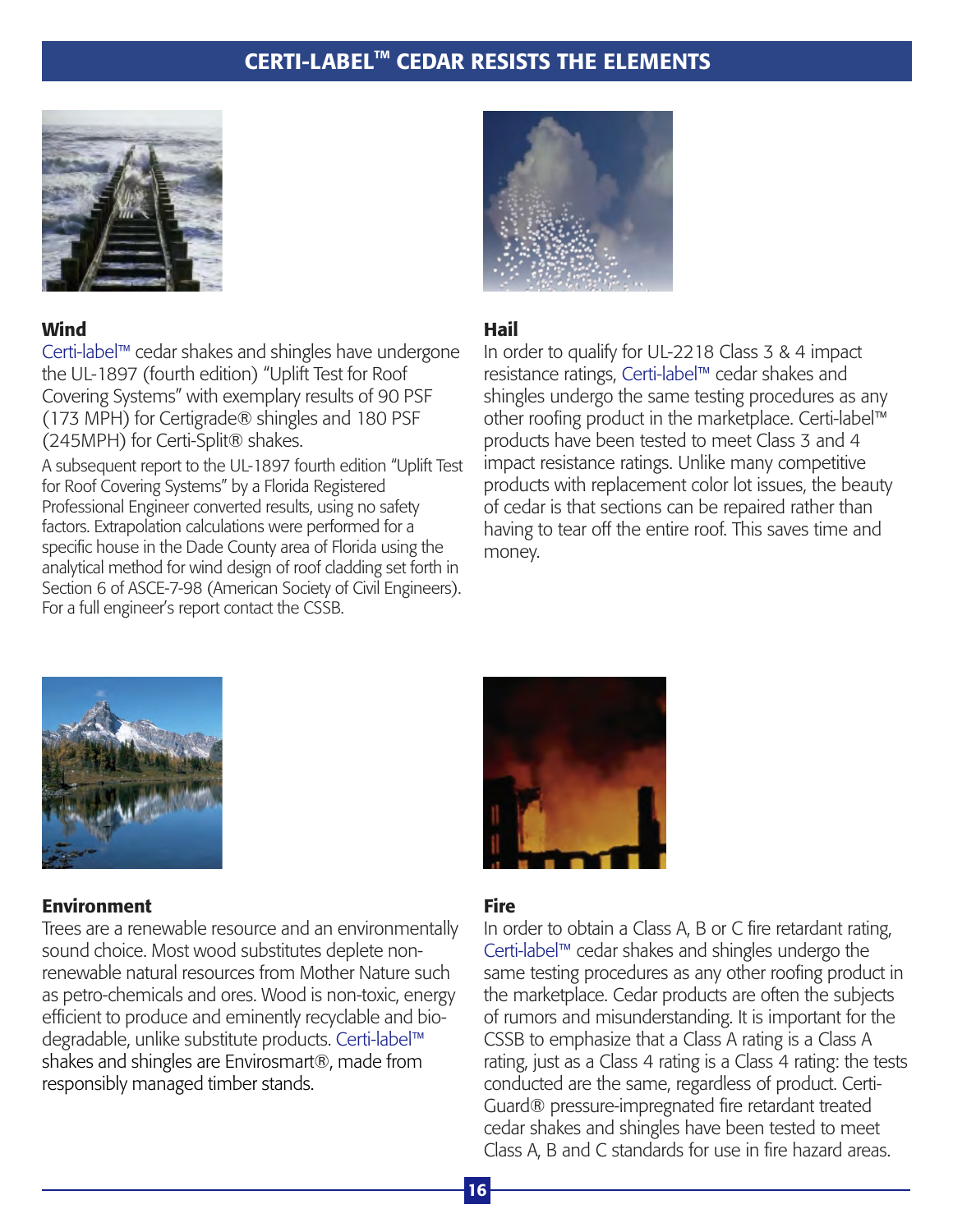# CERTI-LABEL™ CEDAR RESISTS THE ELEMENTS

## Wind

Certi-label™ cedar shakes and shingles have undergone the UL-1897 (fourth edition) "Uplift Test for Roof Covering Systems" with exemplary results of 90 PSF (173 MPH) for Certigrade® shingles and 180 PSF (245MPH) for Certi-Split® shakes.

A subsequent report to the UL-1897 fourth edition "Uplift Test for Roof Covering Systems" by a Florida Registered Professional Engineer converted results, using no safety factors. Extrapolation calculations were performed for a specific house in the Dade County area of Florida using the analytical method for wind design of roof cladding set forth in Section 6 of ASCE-7-98 (American Society of Civil Engineers). For a full engineer's report contact the CSSB.

## Hail

In order to qualify for UL-2218 Class 3 & 4 impact resistance ratings, Certi-label™ cedar shakes and shingles undergo the same testing procedures as any other roofing product in the marketplace. Certi-label™ products have been tested to meet Class 3 and 4 impact resistance ratings. Unlike many competitive products with replacement color lot issues, the beauty of cedar is that sections can be repaired rather than having to tear off the entire roof. This saves time and money.

## Environment

Trees are a renewable resource and an environmentally sound choice. Most wood substitutes deplete non-renewable natural resources from Mother Nature such as petro-chemicals and ores. Wood is non-toxic, energy efficient to produce and eminently recyclable and bio-degradable, unlike substitute products. Certi-label™ shakes and shingles are Envirosmart®, made from responsibly managed timber stands.

## Fire

In order to obtain a Class A, B or C fire retardant rating, Certi-label™ cedar shakes and shingles undergo the same testing procedures as any other roofing product in the marketplace. Cedar products are often the subjects of rumors and misunderstanding. It is important for the CSSB to emphasize that a Class A rating is a Class A rating, just as a Class 4 rating is a Class 4 rating: the tests conducted are the same, regardless of product. Certi-Guard® pressure-impregnated fire retardant treated cedar shakes and shingles have been tested to meet Class A, B and C standards for use in fire hazard areas.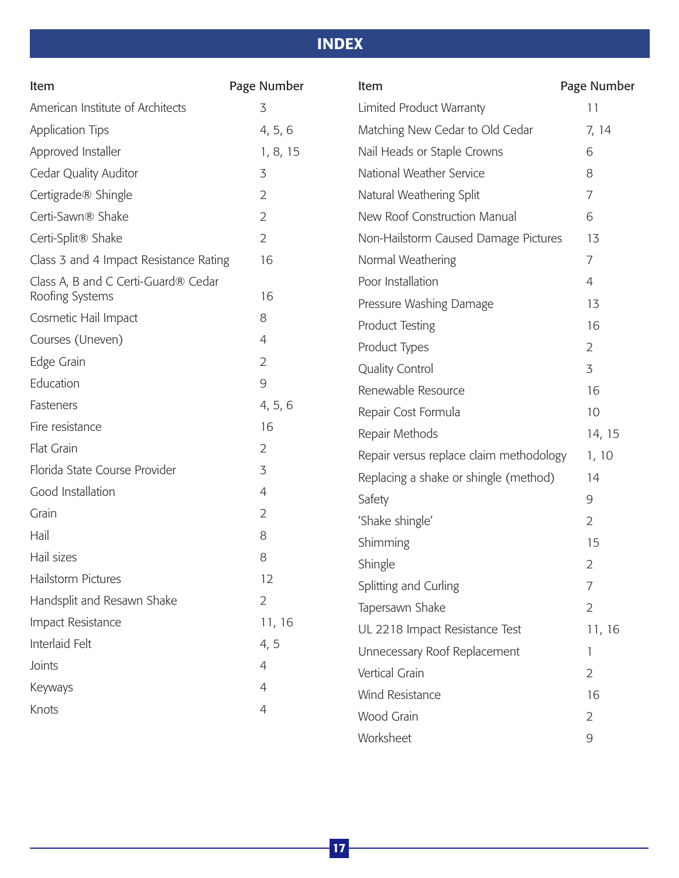# INDEX

| Item | Page Number |
|---|---|
| American Institute of Architects | 3 |
| Application Tips | 4, 5, 6 |
| Approved Installer | 1, 8, 15 |
| Cedar Quality Auditor | 3 |
| Certigrade® Shingle | 2 |
| Certi-Sawn® Shake | 2 |
| Certi-Split® Shake | 2 |
| Class 3 and 4 Impact Resistance Rating | 16 |
| Class A, B and C Certi-Guard® Cedar Roofing Systems | 16 |
| Cosmetic Hail Impact | 8 |
| Courses (Uneven) | 4 |
| Edge Grain | 2 |
| Education | 9 |
| Fasteners | 4, 5, 6 |
| Fire resistance | 16 |
| Flat Grain | 2 |
| Florida State Course Provider | 3 |
| Good Installation | 4 |
| Grain | 2 |
| Hail | 8 |
| Hail sizes | 8 |
| Hailstorm Pictures | 12 |
| Handsplit and Resawn Shake | 2 |
| Impact Resistance | 11, 16 |
| Interlaid Felt | 4, 5 |
| Joints | 4 |
| Keyways | 4 |
| Knots | 4 |
| Limited Product Warranty | 11 |
| Matching New Cedar to Old Cedar | 7, 14 |
| Nail Heads or Staple Crowns | 6 |
| National Weather Service | 8 |
| Natural Weathering Split | 7 |
| New Roof Construction Manual | 6 |
| Non-Hailstorm Caused Damage Pictures | 13 |
| Normal Weathering | 7 |
| Poor Installation | 4 |
| Pressure Washing Damage | 13 |
| Product Testing | 16 |
| Product Types | 2 |
| Quality Control | 3 |
| Renewable Resource | 16 |
| Repair Cost Formula | 10 |
| Repair Methods | 14, 15 |
| Repair versus replace claim methodology | 1, 10 |
| Replacing a shake or shingle (method) | 14 |
| Safety | 9 |
| 'Shake shingle' | 2 |
| Shimming | 15 |
| Shingle | 2 |
| Splitting and Curling | 7 |
| Tapersawn Shake | 2 |
| UL 2218 Impact Resistance Test | 11, 16 |
| Unnecessary Roof Replacement | 1 |
| Vertical Grain | 2 |
| Wind Resistance | 16 |
| Wood Grain | 2 |
| Worksheet | 9 |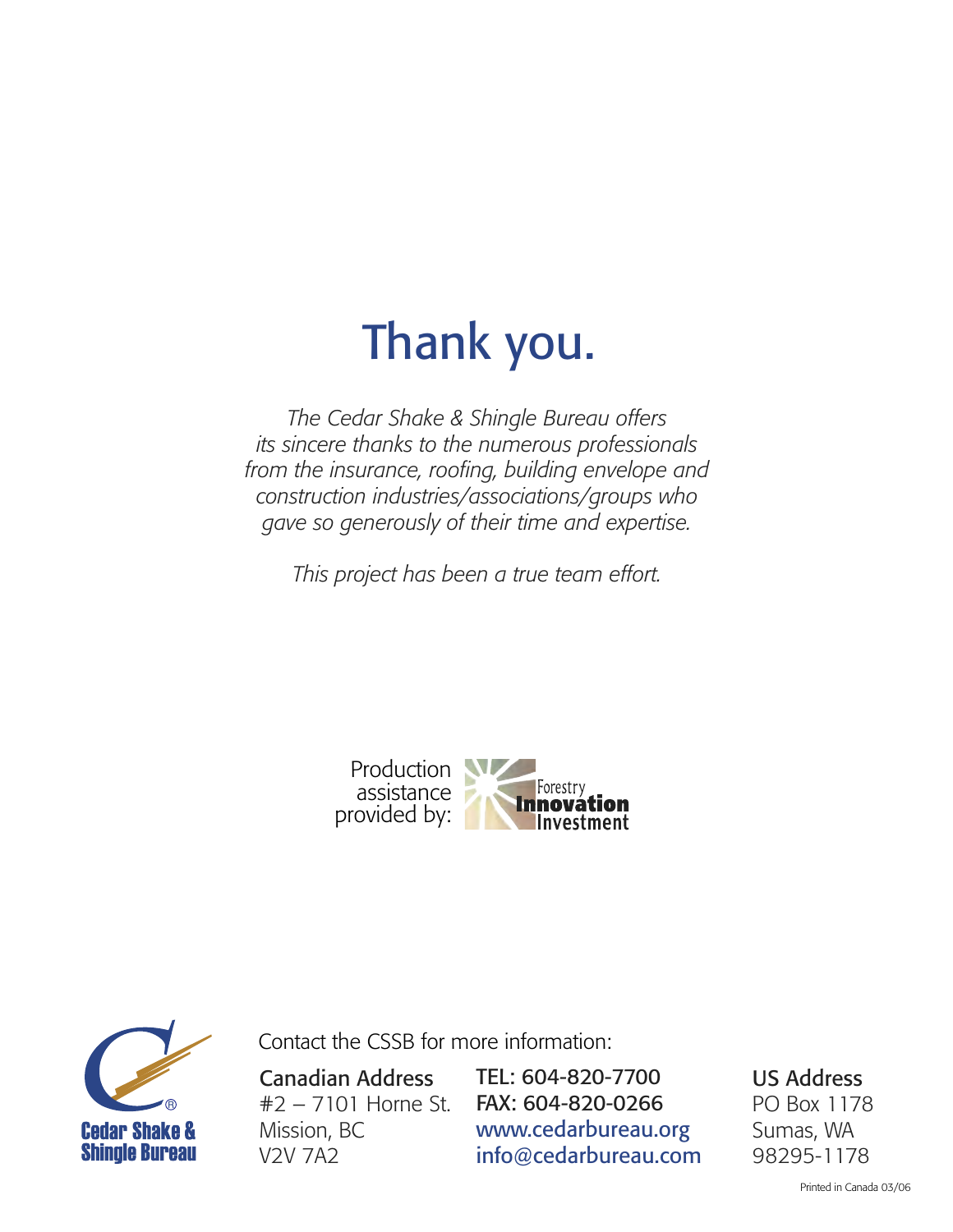# Thank you.

*The Cedar Shake & Shingle Bureau offers its sincere thanks to the numerous professionals from the insurance, roofing, building envelope and construction industries/associations/groups who gave so generously of their time and expertise.*

*This project has been a true team effort.*

Production assistance provided by: Forestry Innovation Investment

Cedar Shake & Shingle Bureau

Contact the CSSB for more information:

**Canadian Address**
#2 – 7101 Horne St.
Mission, BC
V2V 7A2

TEL: 604-820-7700
FAX: 604-820-0266
www.cedarbureau.org
info@cedarbureau.com

**US Address**
PO Box 1178
Sumas, WA
98295-1178

Printed in Canada 03/06